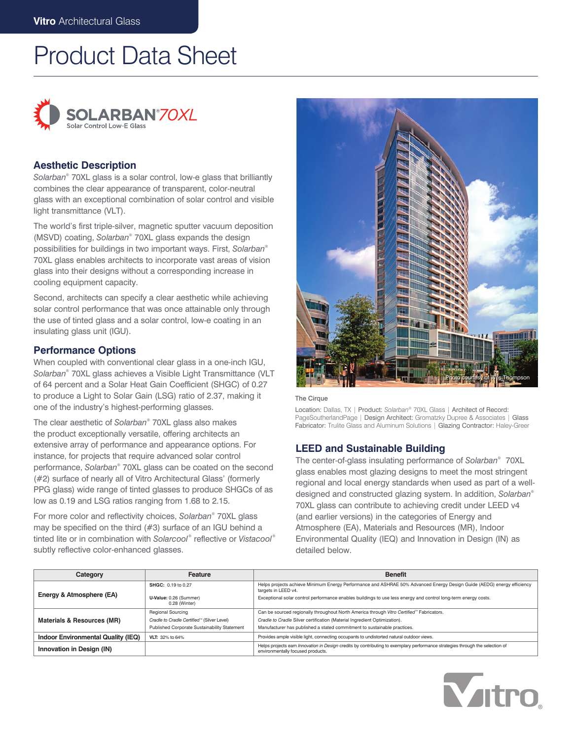# Product Data Sheet

## SOLARBAN® 70XL

Solar Control Low-E Glass

## Aesthetic Description

*Solarban*® 70XL glass is a solar control, low-e glass that brilliantly combines the clear appearance of transparent, color-neutral glass with an exceptional combination of solar control and visible light transmittance (VLT).

The world's first triple-silver, magnetic sputter vacuum deposition (MSVD) coating, *Solarban*® 70XL glass expands the design possibilities for buildings in two important ways. First, *Solarban*® 70XL glass enables architects to incorporate vast areas of vision glass into their designs without a corresponding increase in cooling equipment capacity.

Second, architects can specify a clear aesthetic while achieving solar control performance that was once attainable only through the use of tinted glass and a solar control, low-e coating in an insulating glass unit (IGU).

## Performance Options

When coupled with conventional clear glass in a one-inch IGU, *Solarban*® 70XL glass achieves a Visible Light Transmittance (VLT of 64 percent and a Solar Heat Gain Coefficient (SHGC) of 0.27 to produce a Light to Solar Gain (LSG) ratio of 2.37, making it one of the industry's highest-performing glasses.

The clear aesthetic of *Solarban*® 70XL glass also makes the product exceptionally versatile, offering architects an extensive array of performance and appearance options. For instance, for projects that require advanced solar control performance, *Solarban*® 70XL glass can be coated on the second (#2) surface of nearly all of Vitro Architectural Glass' (formerly PPG glass) wide range of tinted glasses to produce SHGCs of as low as 0.19 and LSG ratios ranging from 1.68 to 2.15.

For more color and reflectivity choices, *Solarban*® 70XL glass may be specified on the third (#3) surface of an IGU behind a tinted lite or in combination with *Solarcool*® reflective or *Vistacool*® subtly reflective color-enhanced glasses.

Photo courtesy of Wes Thompson

The Cirque

Location: Dallas, TX | Product: *Solarban*® 70XL Glass | Architect of Record: PageSoutherlandPage | Design Architect: Gromatzky Dupree & Associates | Glass Fabricator: Trulite Glass and Aluminum Solutions | Glazing Contractor: Haley-Greer

## LEED and Sustainable Building

The center-of-glass insulating performance of *Solarban*® 70XL glass enables most glazing designs to meet the most stringent regional and local energy standards when used as part of a well-designed and constructed glazing system. In addition, *Solarban*® 70XL glass can contribute to achieving credit under LEED v4 (and earlier versions) in the categories of Energy and Atmosphere (EA), Materials and Resources (MR), Indoor Environmental Quality (IEQ) and Innovation in Design (IN) as detailed below.

| Category | Feature | Benefit |
|---|---|---|
| **Energy & Atmosphere (EA)** | **SHGC:** 0.19 to 0.27<br>**U-Value:** 0.26 (Summer) 0.28 (Winter) | Helps projects achieve Minimum Energy Performance and ASHRAE 50% Advanced Energy Design Guide (AEDG) energy efficiency targets in LEED v4.<br>Exceptional solar control performance enables buildings to use less energy and control long-term energy costs. |
| **Materials & Resources (MR)** | Regional Sourcing<br>*Cradle to Cradle Certified*™ (Silver Level)<br>Published Corporate Sustainability Statement | Can be sourced regionally throughout North America through *Vitro Certified*™ Fabricators.<br>*Cradle to Cradle* Silver certification (Material Ingredient Optimization).<br>Manufacturer has published a stated commitment to sustainable practices. |
| **Indoor Environmental Quality (IEQ)** | **VLT:** 32% to 64% | Provides ample visible light, connecting occupants to undistorted natural outdoor views. |
| **Innovation in Design (IN)** | | Helps projects earn *Innovation in Design* credits by contributing to exemplary performance strategies through the selection of environmentally focused products. |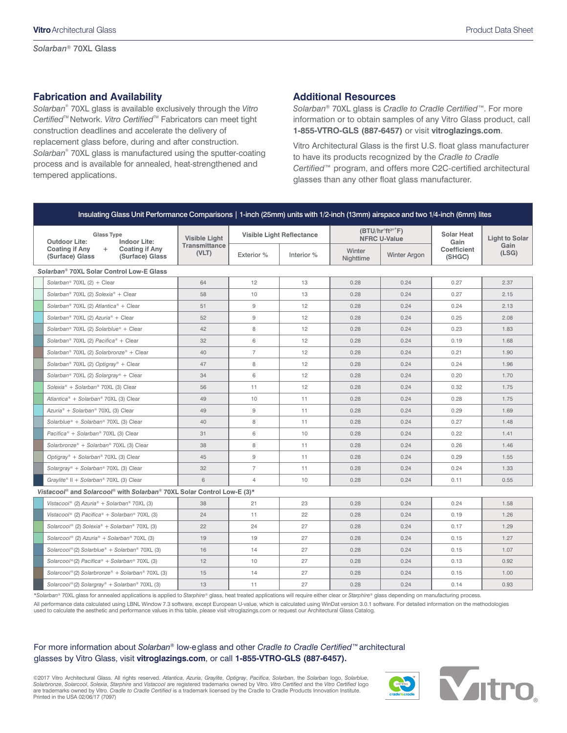## Fabrication and Availability

*Solarban*® 70XL glass is available exclusively through the *Vitro Certified*™ Network. *Vitro Certified*™ Fabricators can meet tight construction deadlines and accelerate the delivery of replacement glass before, during and after construction. *Solarban*® 70XL glass is manufactured using the sputter-coating process and is available for annealed, heat-strengthened and tempered applications.

## Additional Resources

*Solarban*® 70XL glass is *Cradle to Cradle Certified*™. For more information or to obtain samples of any Vitro Glass product, call **1-855-VTRO-GLS (887-6457)** or visit **vitroglazings.com**.

Vitro Architectural Glass is the first U.S. float glass manufacturer to have its products recognized by the *Cradle to Cradle Certified*™ program, and offers more C2C-certified architectural glasses than any other float glass manufacturer.

**Insulating Glass Unit Performance Comparisons | 1-inch (25mm) units with 1/2-inch (13mm) airspace and two 1/4-inch (6mm) lites**

| Glass Type — Outdoor Lite: Coating if Any (Surface) Glass + Indoor Lite: Coating if Any (Surface) Glass | Visible Light Transmittance (VLT) | Visible Light Reflectance | | (BTU/hr*ft²*°F) NFRC U-Value | | Solar Heat Gain Coefficient (SHGC) | Light to Solar Gain (LSG) |
|---|---|---|---|---|---|---|---|
| | | Exterior % | Interior % | Winter Nighttime | Winter Argon | | |
| ***Solarban*® 70XL Solar Control Low-E Glass** | | | | | | | |
| *Solarban*® 70XL (2) + Clear | 64 | 12 | 13 | 0.28 | 0.24 | 0.27 | 2.37 |
| *Solarban*® 70XL (2) *Solexia*® + Clear | 58 | 10 | 13 | 0.28 | 0.24 | 0.27 | 2.15 |
| *Solarban*® 70XL (2) *Atlantica*® + Clear | 51 | 9 | 12 | 0.28 | 0.24 | 0.24 | 2.13 |
| *Solarban*® 70XL (2) *Azuria*® + Clear | 52 | 9 | 12 | 0.28 | 0.24 | 0.25 | 2.08 |
| *Solarban*® 70XL (2) *Solarblue*® + Clear | 42 | 8 | 12 | 0.28 | 0.24 | 0.23 | 1.83 |
| *Solarban*® 70XL (2) *Pacifica*® + Clear | 32 | 6 | 12 | 0.28 | 0.24 | 0.19 | 1.68 |
| *Solarban*® 70XL (2) *Solarbronze*® + Clear | 40 | 7 | 12 | 0.28 | 0.24 | 0.21 | 1.90 |
| *Solarban*® 70XL (2) *Optigray*® + Clear | 47 | 8 | 12 | 0.28 | 0.24 | 0.24 | 1.96 |
| *Solarban*® 70XL (2) *Solargray*® + Clear | 34 | 6 | 12 | 0.28 | 0.24 | 0.20 | 1.70 |
| *Solexia*® + *Solarban*® 70XL (3) Clear | 56 | 11 | 12 | 0.28 | 0.24 | 0.32 | 1.75 |
| *Atlantica*® + *Solarban*® 70XL (3) Clear | 49 | 10 | 11 | 0.28 | 0.24 | 0.28 | 1.75 |
| *Azuria*® + *Solarban*® 70XL (3) Clear | 49 | 9 | 11 | 0.28 | 0.24 | 0.29 | 1.69 |
| *Solarblue*® + *Solarban*® 70XL (3) Clear | 40 | 8 | 11 | 0.28 | 0.24 | 0.27 | 1.48 |
| *Pacifica*® + *Solarban*® 70XL (3) Clear | 31 | 6 | 10 | 0.28 | 0.24 | 0.22 | 1.41 |
| *Solarbronze*® + *Solarban*® 70XL (3) Clear | 38 | 8 | 11 | 0.28 | 0.24 | 0.26 | 1.46 |
| *Optigray*® + *Solarban*® 70XL (3) Clear | 45 | 9 | 11 | 0.28 | 0.24 | 0.29 | 1.55 |
| *Solargray*® + *Solarban*® 70XL (3) Clear | 32 | 7 | 11 | 0.28 | 0.24 | 0.24 | 1.33 |
| *Graylite*® II + *Solarban*® 70XL (3) Clear | 6 | 4 | 10 | 0.28 | 0.24 | 0.11 | 0.55 |
| ***Vistacool*® and *Solarcool*® with *Solarban*® 70XL Solar Control Low-E (3)\*** | | | | | | | |
| *Vistacool*® (2) *Azuria*® + *Solarban*® 70XL (3) | 38 | 21 | 23 | 0.28 | 0.24 | 0.24 | 1.58 |
| *Vistacool*® (2) *Pacifica*® + *Solarban*® 70XL (3) | 24 | 11 | 22 | 0.28 | 0.24 | 0.19 | 1.26 |
| *Solarcool*® (2) *Solexia*® + *Solarban*® 70XL (3) | 22 | 24 | 27 | 0.28 | 0.24 | 0.17 | 1.29 |
| *Solarcool*® (2) *Azuria*® + *Solarban*® 70XL (3) | 19 | 19 | 27 | 0.28 | 0.24 | 0.15 | 1.27 |
| *Solarcool*® (2) *Solarblue*® + *Solarban*® 70XL (3) | 16 | 14 | 27 | 0.28 | 0.24 | 0.15 | 1.07 |
| *Solarcool*® (2) *Pacifica*® + *Solarban*® 70XL (3) | 12 | 10 | 27 | 0.28 | 0.24 | 0.13 | 0.92 |
| *Solarcool*® (2) *Solarbronze*® + *Solarban*® 70XL (3) | 15 | 14 | 27 | 0.28 | 0.24 | 0.15 | 1.00 |
| *Solarcool*® (2) *Solargray*® + *Solarban*® 70XL (3) | 13 | 11 | 27 | 0.28 | 0.24 | 0.14 | 0.93 |

\**Solarban*® 70XL glass for annealed applications is applied to *Starphire*® glass, heat treated applications will require either clear or *Starphire*® glass depending on manufacturing process.

All performance data calculated using LBNL Window 7.3 software, except European U-value, which is calculated using WinDat version 3.0.1 software. For detailed information on the methodologies used to calculate the aesthetic and performance values in this table, please visit vitroglazings.com or request our Architectural Glass Catalog.

For more information about *Solarban*® low-e glass and other *Cradle to Cradle Certified*™ architectural glasses by Vitro Glass, visit **vitroglazings.com**, or call **1-855-VTRO-GLS (887-6457).**

©2017 Vitro Architectural Glass. All rights reserved. *Atlantica*, *Azuria*, *Graylite*, *Optigray*, *Pacifica*, *Solarban*, the *Solarban* logo, *Solarblue*, *Solarbronze*, *Solarcool*, *Solexia*, *Starphire* and *Vistacool* are registered trademarks owned by Vitro. *Vitro Certified* and the *Vitro Certified* logo are trademarks owned by Vitro. *Cradle to Cradle Certified* is a trademark licensed by the Cradle to Cradle Products Innovation Institute. Printed in the USA 02/06/17 (7097)